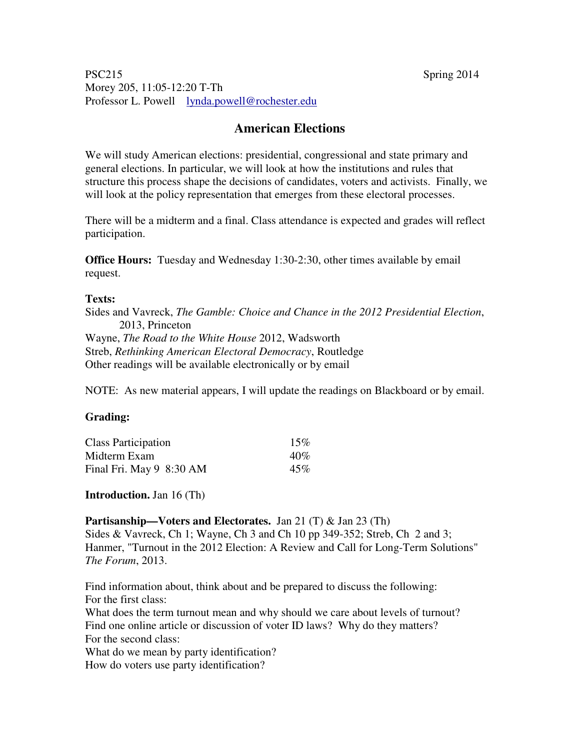PSC215 Spring 2014
Morey 205, 11:05-12:20 T-Th
Professor L. Powell lynda.powell@rochester.edu

# American Elections

We will study American elections: presidential, congressional and state primary and general elections. In particular, we will look at how the institutions and rules that structure this process shape the decisions of candidates, voters and activists. Finally, we will look at the policy representation that emerges from these electoral processes.

There will be a midterm and a final. Class attendance is expected and grades will reflect participation.

**Office Hours:** Tuesday and Wednesday 1:30-2:30, other times available by email request.

**Texts:**

Sides and Vavreck, *The Gamble: Choice and Chance in the 2012 Presidential Election*, 2013, Princeton
Wayne, *The Road to the White House* 2012, Wadsworth
Streb, *Rethinking American Electoral Democracy*, Routledge
Other readings will be available electronically or by email

NOTE: As new material appears, I will update the readings on Blackboard or by email.

**Grading:**

| | |
|---|---|
| Class Participation | 15% |
| Midterm Exam | 40% |
| Final Fri. May 9 8:30 AM | 45% |

**Introduction.** Jan 16 (Th)

**Partisanship—Voters and Electorates.** Jan 21 (T) & Jan 23 (Th)
Sides & Vavreck, Ch 1; Wayne, Ch 3 and Ch 10 pp 349-352; Streb, Ch 2 and 3; Hanmer, "Turnout in the 2012 Election: A Review and Call for Long-Term Solutions" *The Forum*, 2013.

Find information about, think about and be prepared to discuss the following:
For the first class:
What does the term turnout mean and why should we care about levels of turnout?
Find one online article or discussion of voter ID laws? Why do they matters?
For the second class:
What do we mean by party identification?
How do voters use party identification?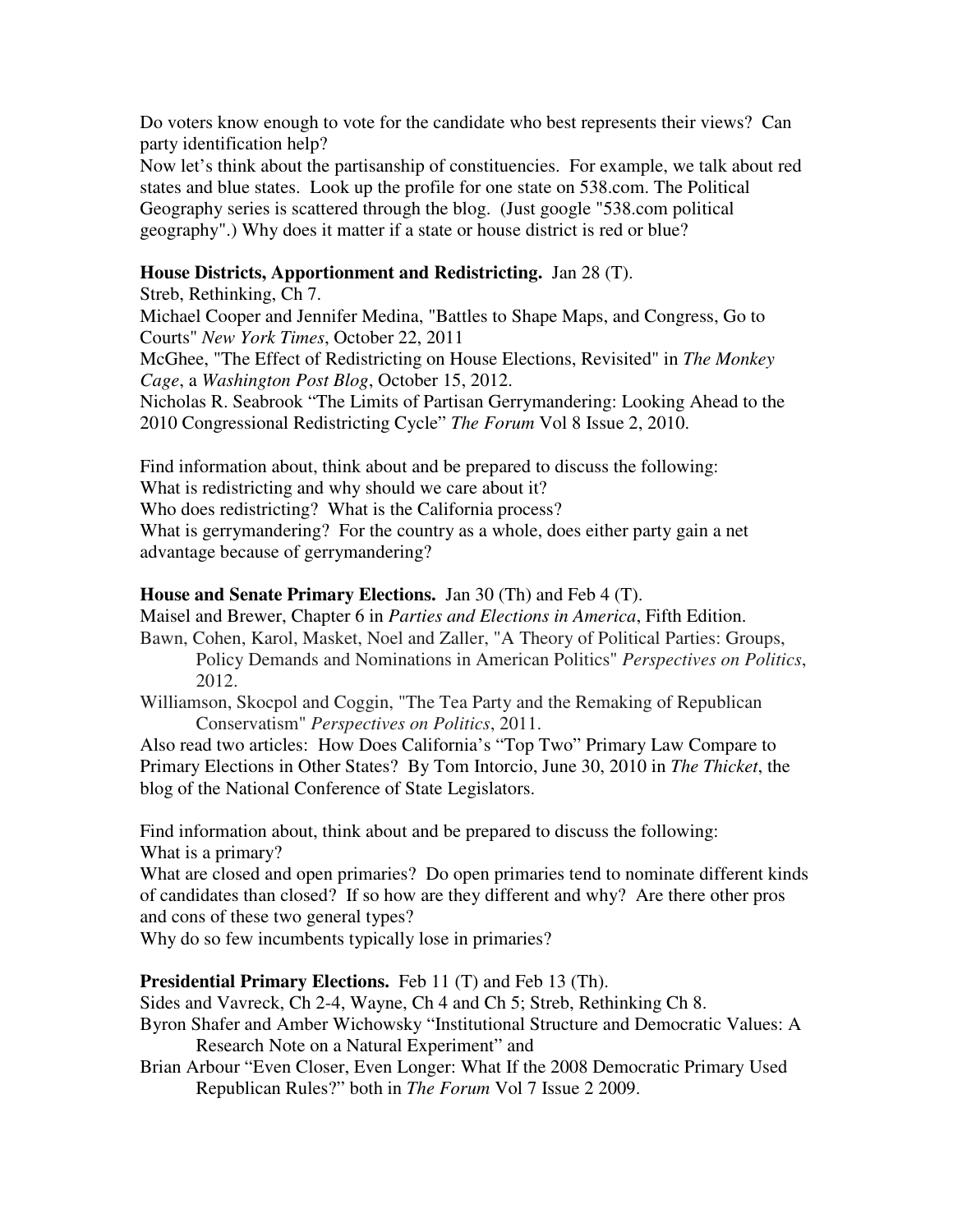Do voters know enough to vote for the candidate who best represents their views? Can party identification help?

Now let's think about the partisanship of constituencies. For example, we talk about red states and blue states. Look up the profile for one state on 538.com. The Political Geography series is scattered through the blog. (Just google "538.com political geography".) Why does it matter if a state or house district is red or blue?

**House Districts, Apportionment and Redistricting.** Jan 28 (T).

Streb, Rethinking, Ch 7.

Michael Cooper and Jennifer Medina, "Battles to Shape Maps, and Congress, Go to Courts" *New York Times*, October 22, 2011

McGhee, "The Effect of Redistricting on House Elections, Revisited" in *The Monkey Cage*, a *Washington Post Blog*, October 15, 2012.

Nicholas R. Seabrook "The Limits of Partisan Gerrymandering: Looking Ahead to the 2010 Congressional Redistricting Cycle" *The Forum* Vol 8 Issue 2, 2010.

Find information about, think about and be prepared to discuss the following:

What is redistricting and why should we care about it?

Who does redistricting? What is the California process?

What is gerrymandering? For the country as a whole, does either party gain a net advantage because of gerrymandering?

**House and Senate Primary Elections.** Jan 30 (Th) and Feb 4 (T).

Maisel and Brewer, Chapter 6 in *Parties and Elections in America*, Fifth Edition.

Bawn, Cohen, Karol, Masket, Noel and Zaller, "A Theory of Political Parties: Groups, Policy Demands and Nominations in American Politics" *Perspectives on Politics*, 2012.

Williamson, Skocpol and Coggin, "The Tea Party and the Remaking of Republican Conservatism" *Perspectives on Politics*, 2011.

Also read two articles: How Does California's "Top Two" Primary Law Compare to Primary Elections in Other States? By Tom Intorcio, June 30, 2010 in *The Thicket*, the blog of the National Conference of State Legislators.

Find information about, think about and be prepared to discuss the following:

What is a primary?

What are closed and open primaries? Do open primaries tend to nominate different kinds of candidates than closed? If so how are they different and why? Are there other pros and cons of these two general types?

Why do so few incumbents typically lose in primaries?

**Presidential Primary Elections.** Feb 11 (T) and Feb 13 (Th).

Sides and Vavreck, Ch 2-4, Wayne, Ch 4 and Ch 5; Streb, Rethinking Ch 8.

Byron Shafer and Amber Wichowsky "Institutional Structure and Democratic Values: A Research Note on a Natural Experiment" and

Brian Arbour "Even Closer, Even Longer: What If the 2008 Democratic Primary Used Republican Rules?" both in *The Forum* Vol 7 Issue 2 2009.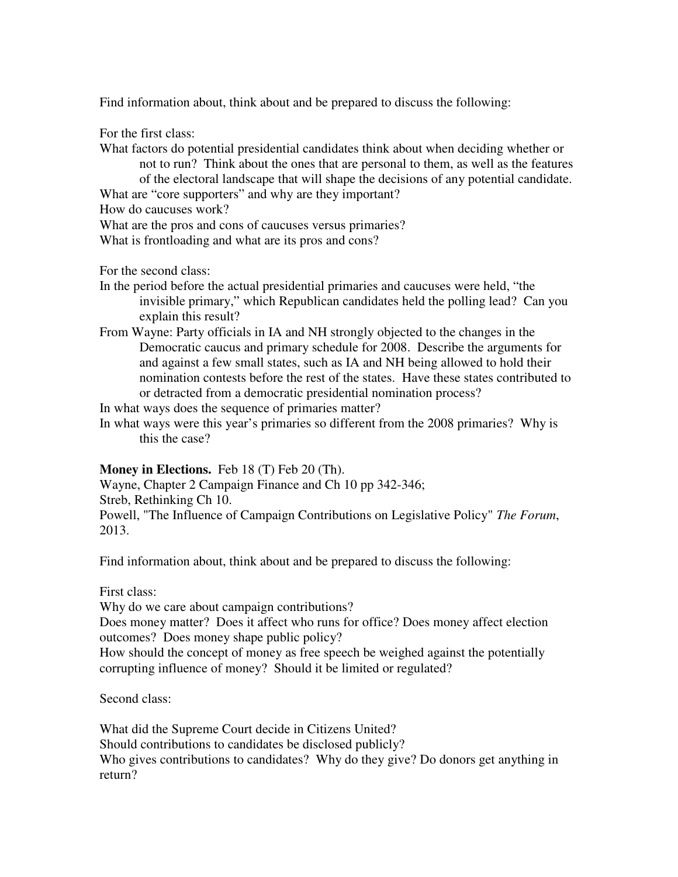Find information about, think about and be prepared to discuss the following:

For the first class:

What factors do potential presidential candidates think about when deciding whether or not to run? Think about the ones that are personal to them, as well as the features of the electoral landscape that will shape the decisions of any potential candidate.

What are "core supporters" and why are they important?

How do caucuses work?

What are the pros and cons of caucuses versus primaries?

What is frontloading and what are its pros and cons?

For the second class:

In the period before the actual presidential primaries and caucuses were held, "the invisible primary," which Republican candidates held the polling lead? Can you explain this result?

From Wayne: Party officials in IA and NH strongly objected to the changes in the Democratic caucus and primary schedule for 2008. Describe the arguments for and against a few small states, such as IA and NH being allowed to hold their nomination contests before the rest of the states. Have these states contributed to or detracted from a democratic presidential nomination process?

In what ways does the sequence of primaries matter?

In what ways were this year's primaries so different from the 2008 primaries? Why is this the case?

**Money in Elections.** Feb 18 (T) Feb 20 (Th).

Wayne, Chapter 2 Campaign Finance and Ch 10 pp 342-346;

Streb, Rethinking Ch 10.

Powell, "The Influence of Campaign Contributions on Legislative Policy" *The Forum*, 2013.

Find information about, think about and be prepared to discuss the following:

First class:

Why do we care about campaign contributions?

Does money matter? Does it affect who runs for office? Does money affect election outcomes? Does money shape public policy?

How should the concept of money as free speech be weighed against the potentially corrupting influence of money? Should it be limited or regulated?

Second class:

What did the Supreme Court decide in Citizens United?

Should contributions to candidates be disclosed publicly?

Who gives contributions to candidates? Why do they give? Do donors get anything in return?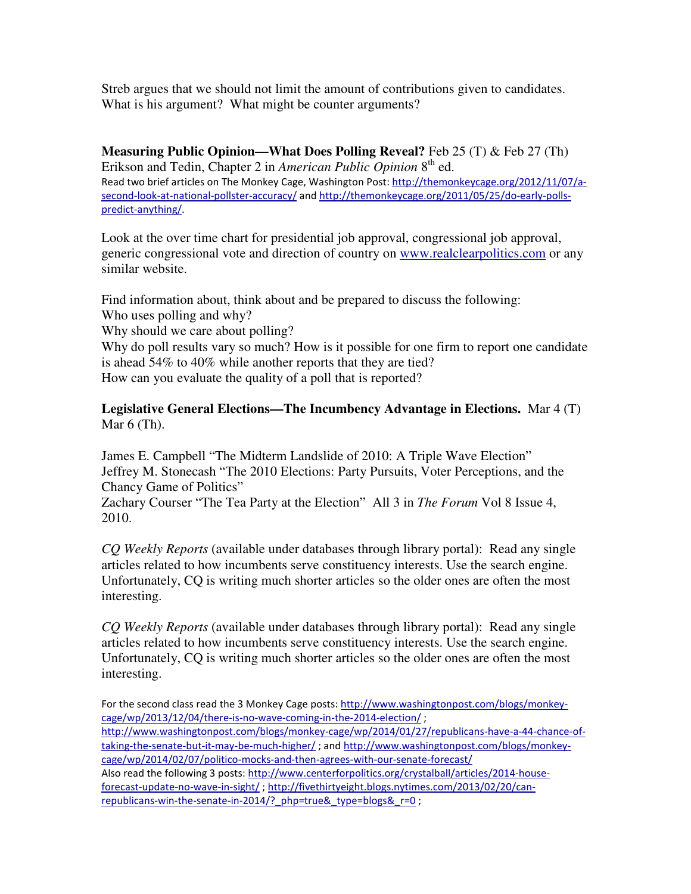Streb argues that we should not limit the amount of contributions given to candidates. What is his argument? What might be counter arguments?

**Measuring Public Opinion—What Does Polling Reveal?** Feb 25 (T) & Feb 27 (Th)
Erikson and Tedin, Chapter 2 in *American Public Opinion* 8th ed.
Read two brief articles on The Monkey Cage, Washington Post: http://themonkeycage.org/2012/11/07/a-second-look-at-national-pollster-accuracy/ and http://themonkeycage.org/2011/05/25/do-early-polls-predict-anything/.

Look at the over time chart for presidential job approval, congressional job approval, generic congressional vote and direction of country on www.realclearpolitics.com or any similar website.

Find information about, think about and be prepared to discuss the following:
Who uses polling and why?
Why should we care about polling?
Why do poll results vary so much? How is it possible for one firm to report one candidate is ahead 54% to 40% while another reports that they are tied?
How can you evaluate the quality of a poll that is reported?

**Legislative General Elections—The Incumbency Advantage in Elections.** Mar 4 (T) Mar 6 (Th).

James E. Campbell "The Midterm Landslide of 2010: A Triple Wave Election"
Jeffrey M. Stonecash "The 2010 Elections: Party Pursuits, Voter Perceptions, and the Chancy Game of Politics"
Zachary Courser "The Tea Party at the Election" All 3 in *The Forum* Vol 8 Issue 4, 2010.

*CQ Weekly Reports* (available under databases through library portal): Read any single articles related to how incumbents serve constituency interests. Use the search engine. Unfortunately, CQ is writing much shorter articles so the older ones are often the most interesting.

*CQ Weekly Reports* (available under databases through library portal): Read any single articles related to how incumbents serve constituency interests. Use the search engine. Unfortunately, CQ is writing much shorter articles so the older ones are often the most interesting.

For the second class read the 3 Monkey Cage posts: http://www.washingtonpost.com/blogs/monkey-cage/wp/2013/12/04/there-is-no-wave-coming-in-the-2014-election/ ; http://www.washingtonpost.com/blogs/monkey-cage/wp/2014/01/27/republicans-have-a-44-chance-of-taking-the-senate-but-it-may-be-much-higher/ ; and http://www.washingtonpost.com/blogs/monkey-cage/wp/2014/02/07/politico-mocks-and-then-agrees-with-our-senate-forecast/
Also read the following 3 posts: http://www.centerforpolitics.org/crystalball/articles/2014-house-forecast-update-no-wave-in-sight/ ; http://fivethirtyeight.blogs.nytimes.com/2013/02/20/can-republicans-win-the-senate-in-2014/?_php=true&_type=blogs&_r=0 ;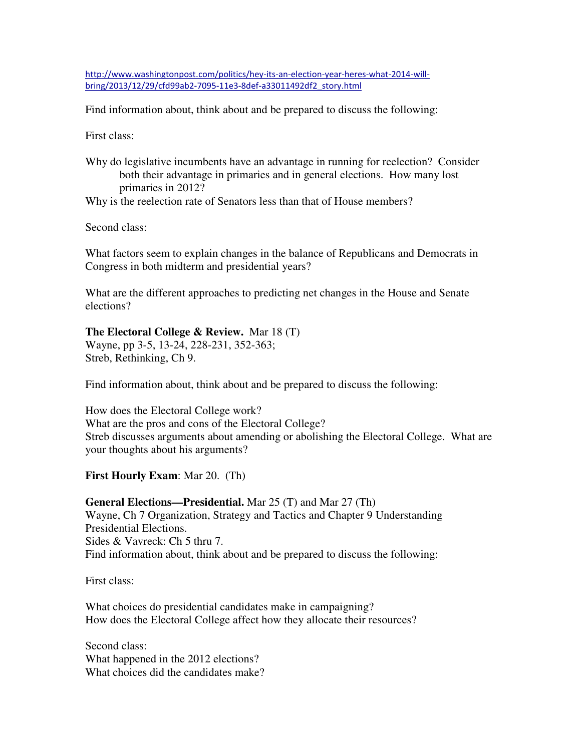http://www.washingtonpost.com/politics/hey-its-an-election-year-heres-what-2014-will-bring/2013/12/29/cfd99ab2-7095-11e3-8def-a33011492df2_story.html

Find information about, think about and be prepared to discuss the following:

First class:

Why do legislative incumbents have an advantage in running for reelection? Consider both their advantage in primaries and in general elections. How many lost primaries in 2012?

Why is the reelection rate of Senators less than that of House members?

Second class:

What factors seem to explain changes in the balance of Republicans and Democrats in Congress in both midterm and presidential years?

What are the different approaches to predicting net changes in the House and Senate elections?

**The Electoral College & Review.** Mar 18 (T)
Wayne, pp 3-5, 13-24, 228-231, 352-363;
Streb, Rethinking, Ch 9.

Find information about, think about and be prepared to discuss the following:

How does the Electoral College work?
What are the pros and cons of the Electoral College?
Streb discusses arguments about amending or abolishing the Electoral College. What are your thoughts about his arguments?

**First Hourly Exam**: Mar 20. (Th)

**General Elections—Presidential.** Mar 25 (T) and Mar 27 (Th)
Wayne, Ch 7 Organization, Strategy and Tactics and Chapter 9 Understanding Presidential Elections.
Sides & Vavreck: Ch 5 thru 7.
Find information about, think about and be prepared to discuss the following:

First class:

What choices do presidential candidates make in campaigning?
How does the Electoral College affect how they allocate their resources?

Second class:
What happened in the 2012 elections?
What choices did the candidates make?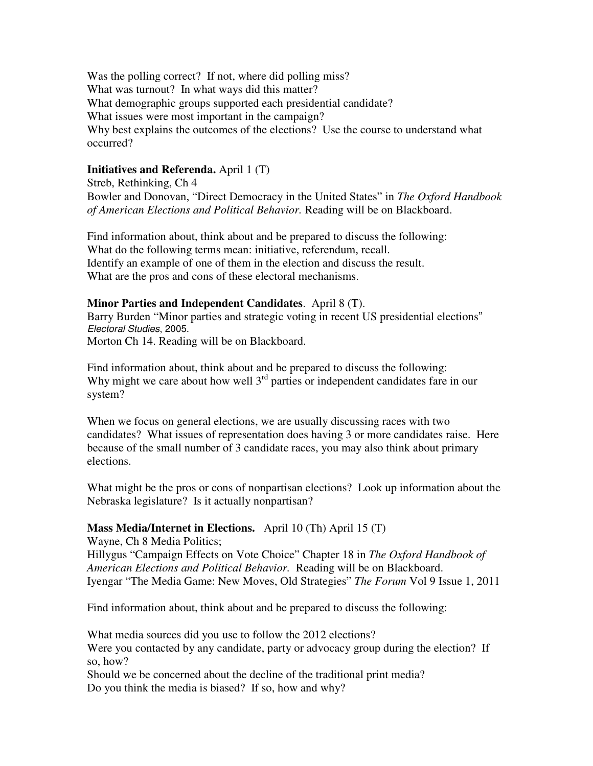Was the polling correct? If not, where did polling miss?
What was turnout? In what ways did this matter?
What demographic groups supported each presidential candidate?
What issues were most important in the campaign?
Why best explains the outcomes of the elections? Use the course to understand what occurred?

**Initiatives and Referenda.** April 1 (T)
Streb, Rethinking, Ch 4
Bowler and Donovan, "Direct Democracy in the United States" in *The Oxford Handbook of American Elections and Political Behavior.* Reading will be on Blackboard.

Find information about, think about and be prepared to discuss the following:
What do the following terms mean: initiative, referendum, recall.
Identify an example of one of them in the election and discuss the result.
What are the pros and cons of these electoral mechanisms.

**Minor Parties and Independent Candidates**. April 8 (T).
Barry Burden "Minor parties and strategic voting in recent US presidential elections" *Electoral Studies*, 2005.
Morton Ch 14. Reading will be on Blackboard.

Find information about, think about and be prepared to discuss the following:
Why might we care about how well 3rd parties or independent candidates fare in our system?

When we focus on general elections, we are usually discussing races with two candidates? What issues of representation does having 3 or more candidates raise. Here because of the small number of 3 candidate races, you may also think about primary elections.

What might be the pros or cons of nonpartisan elections? Look up information about the Nebraska legislature? Is it actually nonpartisan?

**Mass Media/Internet in Elections.** April 10 (Th) April 15 (T)
Wayne, Ch 8 Media Politics;
Hillygus "Campaign Effects on Vote Choice" Chapter 18 in *The Oxford Handbook of American Elections and Political Behavior.* Reading will be on Blackboard.
Iyengar "The Media Game: New Moves, Old Strategies" *The Forum* Vol 9 Issue 1, 2011

Find information about, think about and be prepared to discuss the following:

What media sources did you use to follow the 2012 elections?
Were you contacted by any candidate, party or advocacy group during the election? If so, how?
Should we be concerned about the decline of the traditional print media?
Do you think the media is biased? If so, how and why?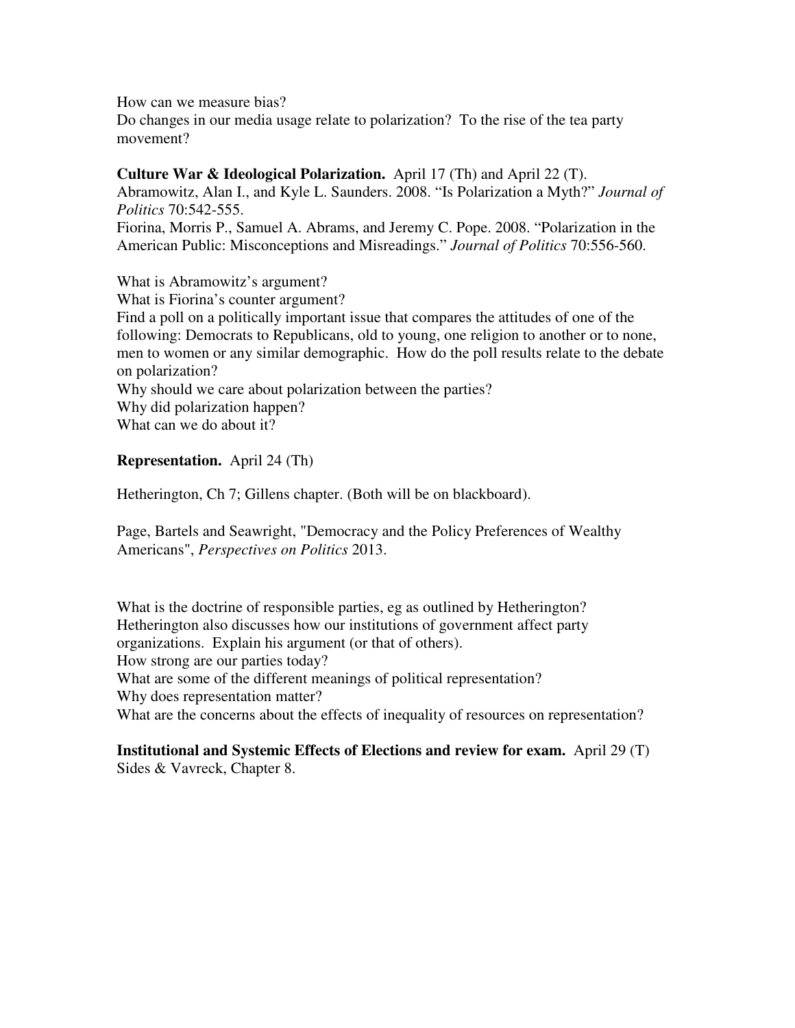How can we measure bias?
Do changes in our media usage relate to polarization? To the rise of the tea party movement?

**Culture War & Ideological Polarization.** April 17 (Th) and April 22 (T).
Abramowitz, Alan I., and Kyle L. Saunders. 2008. "Is Polarization a Myth?" *Journal of Politics* 70:542-555.
Fiorina, Morris P., Samuel A. Abrams, and Jeremy C. Pope. 2008. "Polarization in the American Public: Misconceptions and Misreadings." *Journal of Politics* 70:556-560.

What is Abramowitz's argument?
What is Fiorina's counter argument?
Find a poll on a politically important issue that compares the attitudes of one of the following: Democrats to Republicans, old to young, one religion to another or to none, men to women or any similar demographic. How do the poll results relate to the debate on polarization?
Why should we care about polarization between the parties?
Why did polarization happen?
What can we do about it?

**Representation.** April 24 (Th)

Hetherington, Ch 7; Gillens chapter. (Both will be on blackboard).

Page, Bartels and Seawright, "Democracy and the Policy Preferences of Wealthy Americans", *Perspectives on Politics* 2013.

What is the doctrine of responsible parties, eg as outlined by Hetherington?
Hetherington also discusses how our institutions of government affect party organizations. Explain his argument (or that of others).
How strong are our parties today?
What are some of the different meanings of political representation?
Why does representation matter?
What are the concerns about the effects of inequality of resources on representation?

**Institutional and Systemic Effects of Elections and review for exam.** April 29 (T)
Sides & Vavreck, Chapter 8.